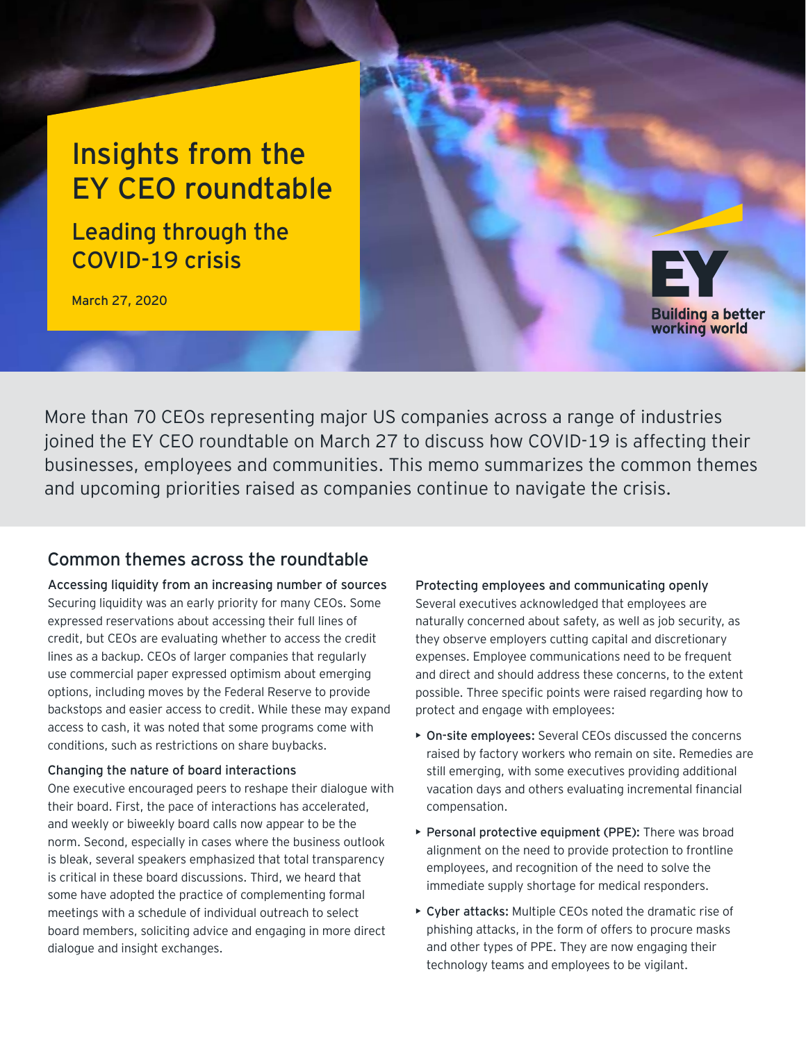# Insights from the EY CEO roundtable

## Leading through the COVID-19 crisis

March 27, 2020

EY Building a better working world

More than 70 CEOs representing major US companies across a range of industries joined the EY CEO roundtable on March 27 to discuss how COVID-19 is affecting their businesses, employees and communities. This memo summarizes the common themes and upcoming priorities raised as companies continue to navigate the crisis.

## Common themes across the roundtable

### Accessing liquidity from an increasing number of sources

Securing liquidity was an early priority for many CEOs. Some expressed reservations about accessing their full lines of credit, but CEOs are evaluating whether to access the credit lines as a backup. CEOs of larger companies that regularly use commercial paper expressed optimism about emerging options, including moves by the Federal Reserve to provide backstops and easier access to credit. While these may expand access to cash, it was noted that some programs come with conditions, such as restrictions on share buybacks.

### Changing the nature of board interactions

One executive encouraged peers to reshape their dialogue with their board. First, the pace of interactions has accelerated, and weekly or biweekly board calls now appear to be the norm. Second, especially in cases where the business outlook is bleak, several speakers emphasized that total transparency is critical in these board discussions. Third, we heard that some have adopted the practice of complementing formal meetings with a schedule of individual outreach to select board members, soliciting advice and engaging in more direct dialogue and insight exchanges.

### Protecting employees and communicating openly

Several executives acknowledged that employees are naturally concerned about safety, as well as job security, as they observe employers cutting capital and discretionary expenses. Employee communications need to be frequent and direct and should address these concerns, to the extent possible. Three specific points were raised regarding how to protect and engage with employees:

- **On-site employees:** Several CEOs discussed the concerns raised by factory workers who remain on site. Remedies are still emerging, with some executives providing additional vacation days and others evaluating incremental financial compensation.
- **Personal protective equipment (PPE):** There was broad alignment on the need to provide protection to frontline employees, and recognition of the need to solve the immediate supply shortage for medical responders.
- **Cyber attacks:** Multiple CEOs noted the dramatic rise of phishing attacks, in the form of offers to procure masks and other types of PPE. They are now engaging their technology teams and employees to be vigilant.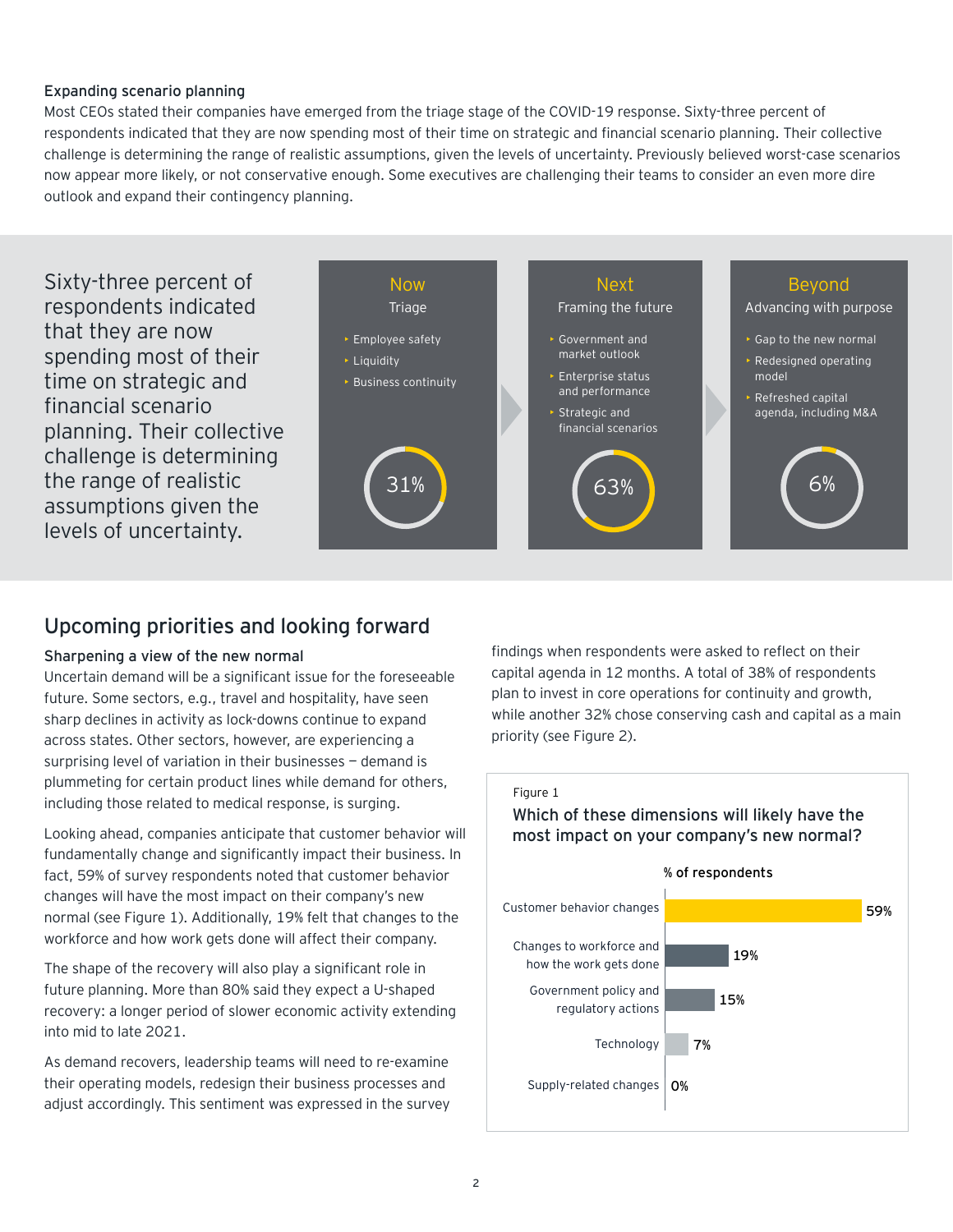### Expanding scenario planning

Most CEOs stated their companies have emerged from the triage stage of the COVID-19 response. Sixty-three percent of respondents indicated that they are now spending most of their time on strategic and financial scenario planning. Their collective challenge is determining the range of realistic assumptions, given the levels of uncertainty. Previously believed worst-case scenarios now appear more likely, or not conservative enough. Some executives are challenging their teams to consider an even more dire outlook and expand their contingency planning.

Sixty-three percent of respondents indicated that they are now spending most of their time on strategic and financial scenario planning. Their collective challenge is determining the range of realistic assumptions given the levels of uncertainty.

**Now** — Triage
- Employee safety
- Liquidity
- Business continuity

31%

**Next** — Framing the future
- Government and market outlook
- Enterprise status and performance
- Strategic and financial scenarios

63%

**Beyond** — Advancing with purpose
- Gap to the new normal
- Redesigned operating model
- Refreshed capital agenda, including M&A

6%

## Upcoming priorities and looking forward

### Sharpening a view of the new normal

Uncertain demand will be a significant issue for the foreseeable future. Some sectors, e.g., travel and hospitality, have seen sharp declines in activity as lock-downs continue to expand across states. Other sectors, however, are experiencing a surprising level of variation in their businesses — demand is plummeting for certain product lines while demand for others, including those related to medical response, is surging.

Looking ahead, companies anticipate that customer behavior will fundamentally change and significantly impact their business. In fact, 59% of survey respondents noted that customer behavior changes will have the most impact on their company's new normal (see Figure 1). Additionally, 19% felt that changes to the workforce and how work gets done will affect their company.

The shape of the recovery will also play a significant role in future planning. More than 80% said they expect a U-shaped recovery: a longer period of slower economic activity extending into mid to late 2021.

As demand recovers, leadership teams will need to re-examine their operating models, redesign their business processes and adjust accordingly. This sentiment was expressed in the survey findings when respondents were asked to reflect on their capital agenda in 12 months. A total of 38% of respondents plan to invest in core operations for continuity and growth, while another 32% chose conserving cash and capital as a main priority (see Figure 2).

Figure 1

**Which of these dimensions will likely have the most impact on your company's new normal?**

| Dimension | % of respondents |
|---|---|
| Customer behavior changes | 59% |
| Changes to workforce and how the work gets done | 19% |
| Government policy and regulatory actions | 15% |
| Technology | 7% |
| Supply-related changes | 0% |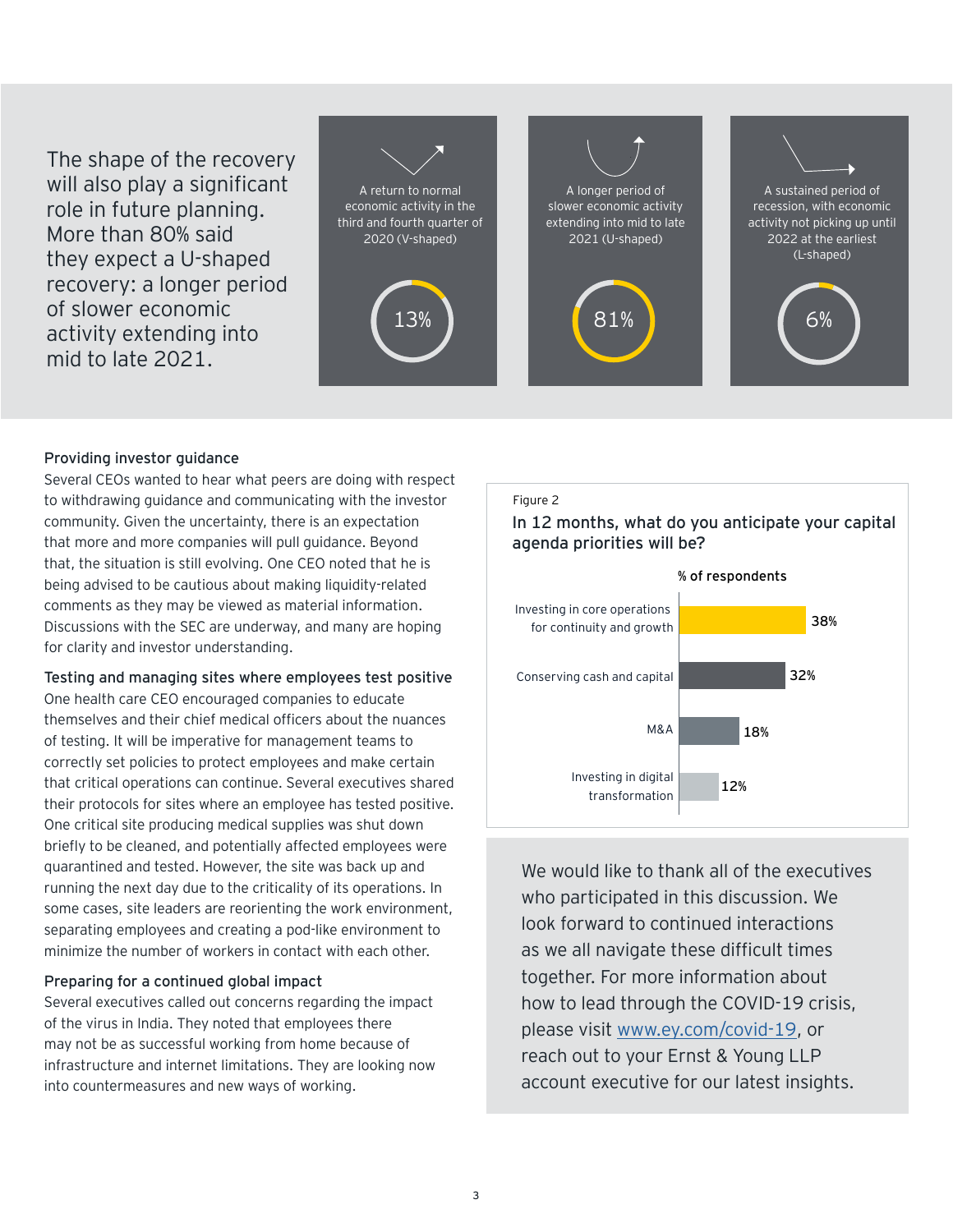The shape of the recovery will also play a significant role in future planning. More than 80% said they expect a U-shaped recovery: a longer period of slower economic activity extending into mid to late 2021.

| Scenario | % |
| --- | --- |
| A return to normal economic activity in the third and fourth quarter of 2020 (V-shaped) | 13% |
| A longer period of slower economic activity extending into mid to late 2021 (U-shaped) | 81% |
| A sustained period of recession, with economic activity not picking up until 2022 at the earliest (L-shaped) | 6% |

### Providing investor guidance

Several CEOs wanted to hear what peers are doing with respect to withdrawing guidance and communicating with the investor community. Given the uncertainty, there is an expectation that more and more companies will pull guidance. Beyond that, the situation is still evolving. One CEO noted that he is being advised to be cautious about making liquidity-related comments as they may be viewed as material information. Discussions with the SEC are underway, and many are hoping for clarity and investor understanding.

### Testing and managing sites where employees test positive

One health care CEO encouraged companies to educate themselves and their chief medical officers about the nuances of testing. It will be imperative for management teams to correctly set policies to protect employees and make certain that critical operations can continue. Several executives shared their protocols for sites where an employee has tested positive. One critical site producing medical supplies was shut down briefly to be cleaned, and potentially affected employees were quarantined and tested. However, the site was back up and running the next day due to the criticality of its operations. In some cases, site leaders are reorienting the work environment, separating employees and creating a pod-like environment to minimize the number of workers in contact with each other.

### Preparing for a continued global impact

Several executives called out concerns regarding the impact of the virus in India. They noted that employees there may not be as successful working from home because of infrastructure and internet limitations. They are looking now into countermeasures and new ways of working.

Figure 2

**In 12 months, what do you anticipate your capital agenda priorities will be?**

| | % of respondents |
| --- | --- |
| Investing in core operations for continuity and growth | 38% |
| Conserving cash and capital | 32% |
| M&A | 18% |
| Investing in digital transformation | 12% |

We would like to thank all of the executives who participated in this discussion. We look forward to continued interactions as we all navigate these difficult times together. For more information about how to lead through the COVID-19 crisis, please visit [www.ey.com/covid-19](www.ey.com/covid-19), or reach out to your Ernst & Young LLP account executive for our latest insights.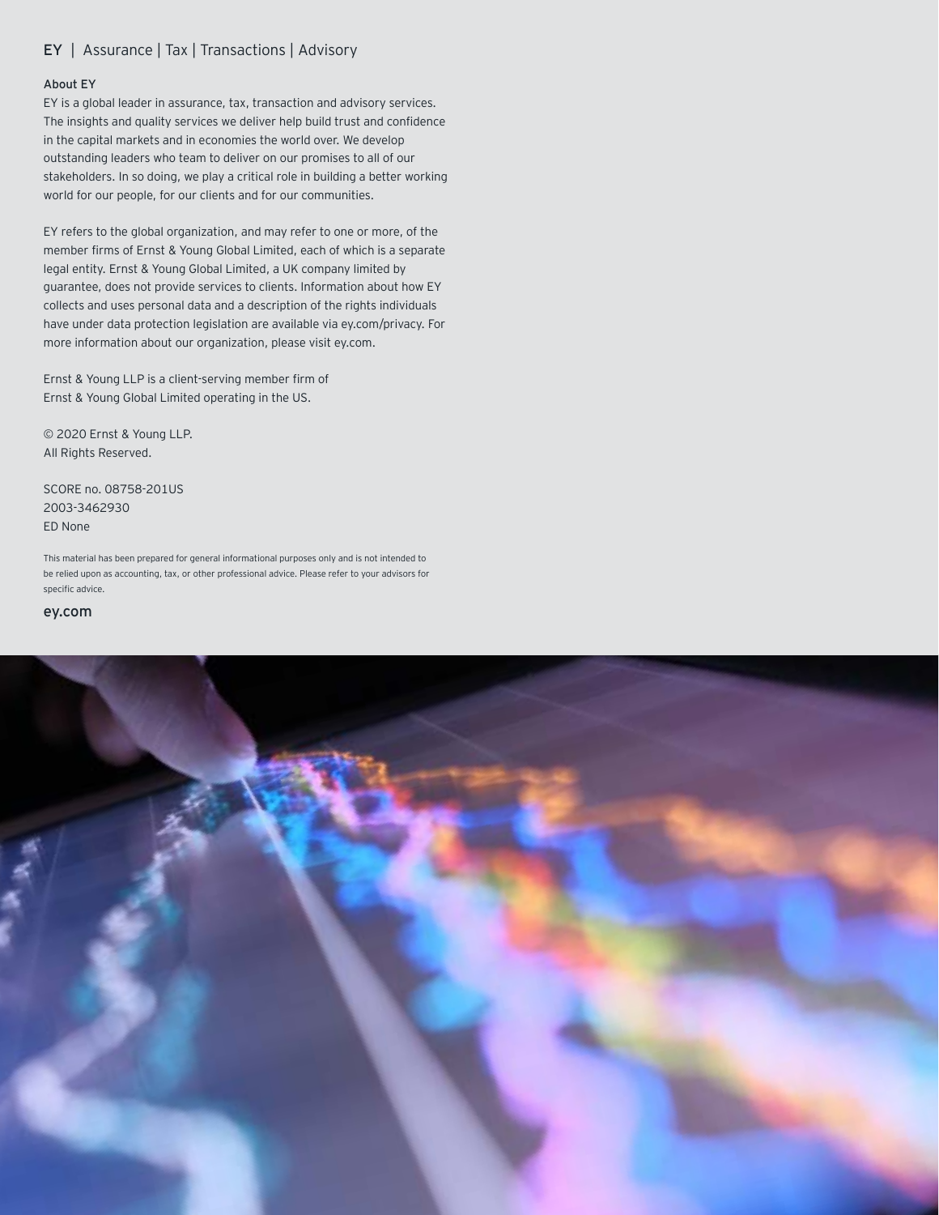**EY** | Assurance | Tax | Transactions | Advisory

**About EY**

EY is a global leader in assurance, tax, transaction and advisory services. The insights and quality services we deliver help build trust and confidence in the capital markets and in economies the world over. We develop outstanding leaders who team to deliver on our promises to all of our stakeholders. In so doing, we play a critical role in building a better working world for our people, for our clients and for our communities.

EY refers to the global organization, and may refer to one or more, of the member firms of Ernst & Young Global Limited, each of which is a separate legal entity. Ernst & Young Global Limited, a UK company limited by guarantee, does not provide services to clients. Information about how EY collects and uses personal data and a description of the rights individuals have under data protection legislation are available via ey.com/privacy. For more information about our organization, please visit ey.com.

Ernst & Young LLP is a client-serving member firm of Ernst & Young Global Limited operating in the US.

© 2020 Ernst & Young LLP.
All Rights Reserved.

SCORE no. 08758-201US
2003-3462930
ED None

This material has been prepared for general informational purposes only and is not intended to be relied upon as accounting, tax, or other professional advice. Please refer to your advisors for specific advice.

**ey.com**